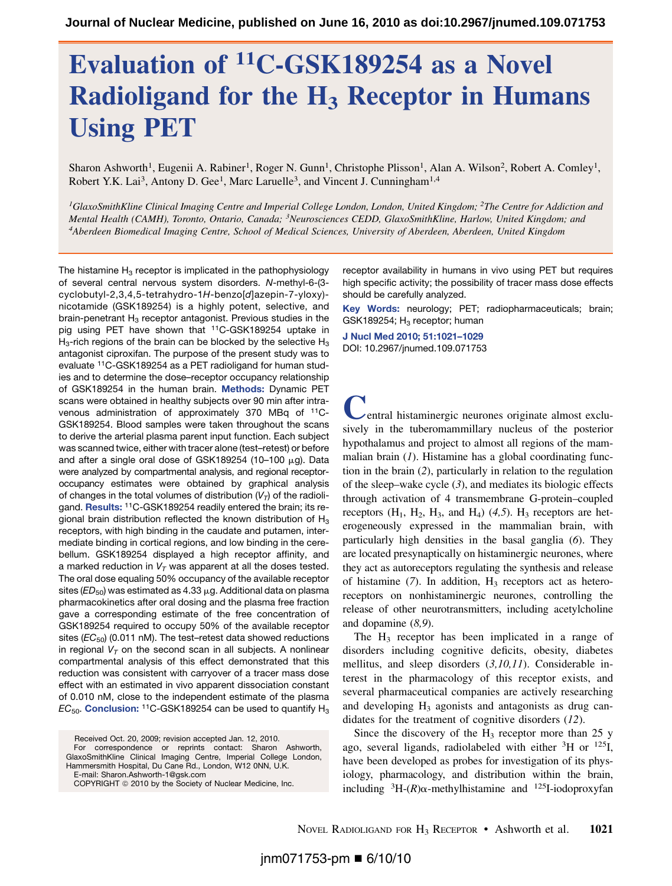# Evaluation of $^{11}$C-GSK189254 as a Novel Radioligand for the $H_3$ Receptor in Humans Using PET

Sharon Ashworth[1], Eugenii A. Rabiner[1], Roger N. Gunn[1], Christophe Plisson[1], Alan A. Wilson[2], Robert A. Comley[1], Robert Y.K. Lai[3], Antony D. Gee[1], Marc Laruelle[3], and Vincent J. Cunningham[1,4]

[1]*GlaxoSmithKline Clinical Imaging Centre and Imperial College London, London, United Kingdom;* [2]*The Centre for Addiction and Mental Health (CAMH), Toronto, Ontario, Canada;* [3]*Neurosciences CEDD, GlaxoSmithKline, Harlow, United Kingdom; and* [4]*Aberdeen Biomedical Imaging Centre, School of Medical Sciences, University of Aberdeen, Aberdeen, United Kingdom*

The histamine $H_3$ receptor is implicated in the pathophysiology of several central nervous system disorders. *N*-methyl-6-(3-cyclobutyl-2,3,4,5-tetrahydro-1*H*-benzo[*d*]azepin-7-yloxy)-nicotamide (GSK189254) is a highly potent, selective, and brain-penetrant $H_3$ receptor antagonist. Previous studies in the pig using PET have shown that $^{11}$C-GSK189254 uptake in $H_3$-rich regions of the brain can be blocked by the selective $H_3$ antagonist ciproxifan. The purpose of the present study was to evaluate $^{11}$C-GSK189254 as a PET radioligand for human studies and to determine the dose–receptor occupancy relationship of GSK189254 in the human brain. **Methods:** Dynamic PET scans were obtained in healthy subjects over 90 min after intravenous administration of approximately 370 MBq of $^{11}$C-GSK189254. Blood samples were taken throughout the scans to derive the arterial plasma parent input function. Each subject was scanned twice, either with tracer alone (test–retest) or before and after a single oral dose of GSK189254 (10–100 μg). Data were analyzed by compartmental analysis, and regional receptor-occupancy estimates were obtained by graphical analysis of changes in the total volumes of distribution ($V_T$) of the radioligand. **Results:** $^{11}$C-GSK189254 readily entered the brain; its regional brain distribution reflected the known distribution of $H_3$ receptors, with high binding in the caudate and putamen, intermediate binding in cortical regions, and low binding in the cerebellum. GSK189254 displayed a high receptor affinity, and a marked reduction in $V_T$ was apparent at all the doses tested. The oral dose equaling 50% occupancy of the available receptor sites ($ED_{50}$) was estimated as 4.33 μg. Additional data on plasma pharmacokinetics after oral dosing and the plasma free fraction gave a corresponding estimate of the free concentration of GSK189254 required to occupy 50% of the available receptor sites ($EC_{50}$) (0.011 nM). The test–retest data showed reductions in regional $V_T$ on the second scan in all subjects. A nonlinear compartmental analysis of this effect demonstrated that this reduction was consistent with carryover of a tracer mass dose effect with an estimated in vivo apparent dissociation constant of 0.010 nM, close to the independent estimate of the plasma $EC_{50}$. **Conclusion:** $^{11}$C-GSK189254 can be used to quantify $H_3$ receptor availability in humans in vivo using PET but requires high specific activity; the possibility of tracer mass dose effects should be carefully analyzed.

**Key Words:** neurology; PET; radiopharmaceuticals; brain; GSK189254; $H_3$ receptor; human

**J Nucl Med 2010; 51:1021–1029**
DOI: 10.2967/jnumed.109.071753

Received Oct. 20, 2009; revision accepted Jan. 12, 2010.
For correspondence or reprints contact: Sharon Ashworth, GlaxoSmithKline Clinical Imaging Centre, Imperial College London, Hammersmith Hospital, Du Cane Rd., London, W12 0NN, U.K.
E-mail: Sharon.Ashworth-1@gsk.com
COPYRIGHT © 2010 by the Society of Nuclear Medicine, Inc.

Central histaminergic neurones originate almost exclusively in the tuberomammillary nucleus of the posterior hypothalamus and project to almost all regions of the mammalian brain (*1*). Histamine has a global coordinating function in the brain (*2*), particularly in relation to the regulation of the sleep–wake cycle (*3*), and mediates its biologic effects through activation of 4 transmembrane G-protein–coupled receptors ($H_1$, $H_2$, $H_3$, and $H_4$) (*4,5*). $H_3$ receptors are heterogeneously expressed in the mammalian brain, with particularly high densities in the basal ganglia (*6*). They are located presynaptically on histaminergic neurones, where they act as autoreceptors regulating the synthesis and release of histamine (*7*). In addition, $H_3$ receptors act as heteroreceptors on nonhistaminergic neurones, controlling the release of other neurotransmitters, including acetylcholine and dopamine (*8,9*).

The $H_3$ receptor has been implicated in a range of disorders including cognitive deficits, obesity, diabetes mellitus, and sleep disorders (*3,10,11*). Considerable interest in the pharmacology of this receptor exists, and several pharmaceutical companies are actively researching and developing $H_3$ agonists and antagonists as drug candidates for the treatment of cognitive disorders (*12*).

Since the discovery of the $H_3$ receptor more than 25 y ago, several ligands, radiolabeled with either $^{3}$H or $^{125}$I, have been developed as probes for investigation of its physiology, pharmacology, and distribution within the brain, including $^{3}$H-($R$)α-methylhistamine and $^{125}$I-iodoproxyfan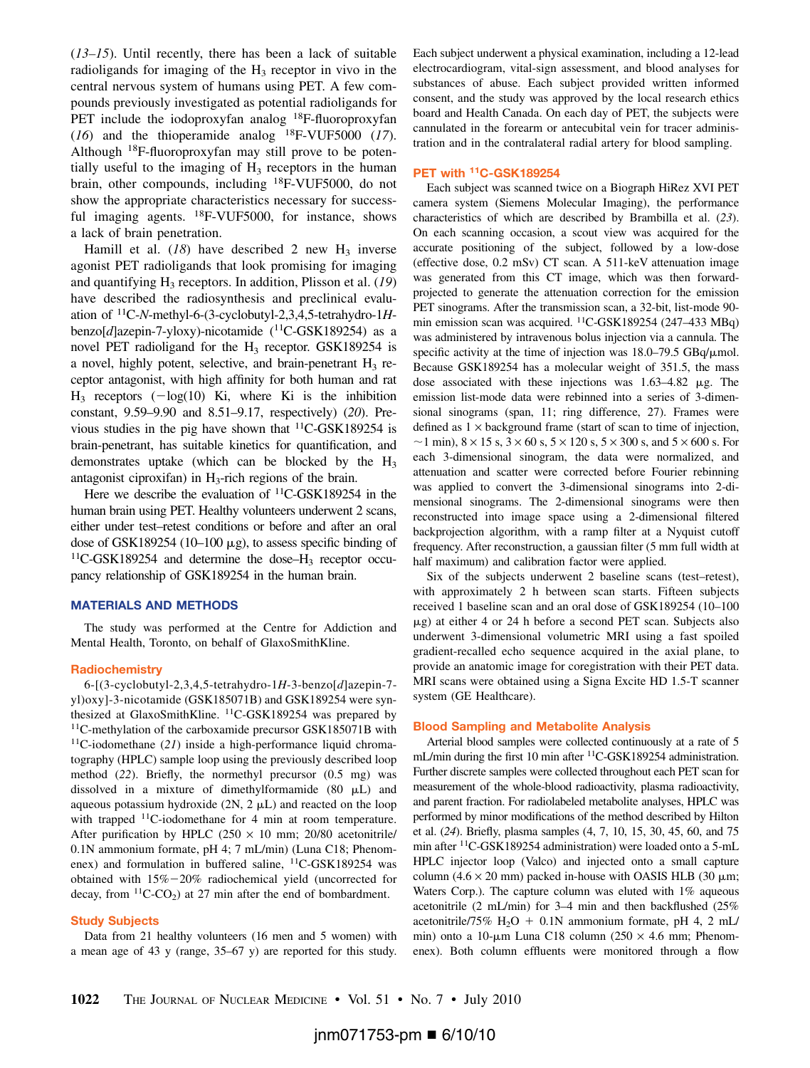(13–15). Until recently, there has been a lack of suitable radioligands for imaging of the $H_3$ receptor in vivo in the central nervous system of humans using PET. A few compounds previously investigated as potential radioligands for PET include the iodoproxyfan analog $^{18}$F-fluoroproxyfan (16) and the thioperamide analog $^{18}$F-VUF5000 (17). Although $^{18}$F-fluoroproxyfan may still prove to be potentially useful to the imaging of $H_3$ receptors in the human brain, other compounds, including $^{18}$F-VUF5000, do not show the appropriate characteristics necessary for successful imaging agents. $^{18}$F-VUF5000, for instance, shows a lack of brain penetration.

Hamill et al. (18) have described 2 new $H_3$ inverse agonist PET radioligands that look promising for imaging and quantifying $H_3$ receptors. In addition, Plisson et al. (19) have described the radiosynthesis and preclinical evaluation of $^{11}$C-*N*-methyl-6-(3-cyclobutyl-2,3,4,5-tetrahydro-1*H*-benzo[*d*]azepin-7-yloxy)-nicotamide ($^{11}$C-GSK189254) as a novel PET radioligand for the $H_3$ receptor. GSK189254 is a novel, highly potent, selective, and brain-penetrant $H_3$ receptor antagonist, with high affinity for both human and rat $H_3$ receptors (−log(10) Ki, where Ki is the inhibition constant, 9.59–9.90 and 8.51–9.17, respectively) (20). Previous studies in the pig have shown that $^{11}$C-GSK189254 is brain-penetrant, has suitable kinetics for quantification, and demonstrates uptake (which can be blocked by the $H_3$ antagonist ciproxifan) in $H_3$-rich regions of the brain.

Here we describe the evaluation of $^{11}$C-GSK189254 in the human brain using PET. Healthy volunteers underwent 2 scans, either under test–retest conditions or before and after an oral dose of GSK189254 (10–100 μg), to assess specific binding of $^{11}$C-GSK189254 and determine the dose–$H_3$ receptor occupancy relationship of GSK189254 in the human brain.

## MATERIALS AND METHODS

The study was performed at the Centre for Addiction and Mental Health, Toronto, on behalf of GlaxoSmithKline.

### Radiochemistry

6-[(3-cyclobutyl-2,3,4,5-tetrahydro-1*H*-3-benzo[*d*]azepin-7-yl)oxy]-3-nicotamide (GSK185071B) and GSK189254 were synthesized at GlaxoSmithKline. $^{11}$C-GSK189254 was prepared by $^{11}$C-methylation of the carboxamide precursor GSK185071B with $^{11}$C-iodomethane (21) inside a high-performance liquid chromatography (HPLC) sample loop using the previously described loop method (22). Briefly, the normethyl precursor (0.5 mg) was dissolved in a mixture of dimethylformamide (80 μL) and aqueous potassium hydroxide (2N, 2 μL) and reacted on the loop with trapped $^{11}$C-iodomethane for 4 min at room temperature. After purification by HPLC (250 × 10 mm; 20/80 acetonitrile/0.1N ammonium formate, pH 4; 7 mL/min) (Luna C18; Phenomenex) and formulation in buffered saline, $^{11}$C-GSK189254 was obtained with 15%−20% radiochemical yield (uncorrected for decay, from $^{11}$C-$CO_2$) at 27 min after the end of bombardment.

### Study Subjects

Data from 21 healthy volunteers (16 men and 5 women) with a mean age of 43 y (range, 35–67 y) are reported for this study. Each subject underwent a physical examination, including a 12-lead electrocardiogram, vital-sign assessment, and blood analyses for substances of abuse. Each subject provided written informed consent, and the study was approved by the local research ethics board and Health Canada. On each day of PET, the subjects were cannulated in the forearm or antecubital vein for tracer administration and in the contralateral radial artery for blood sampling.

### PET with $^{11}$C-GSK189254

Each subject was scanned twice on a Biograph HiRez XVI PET camera system (Siemens Molecular Imaging), the performance characteristics of which are described by Brambilla et al. (23). On each scanning occasion, a scout view was acquired for the accurate positioning of the subject, followed by a low-dose (effective dose, 0.2 mSv) CT scan. A 511-keV attenuation image was generated from this CT image, which was then forward-projected to generate the attenuation correction for the emission PET sinograms. After the transmission scan, a 32-bit, list-mode 90-min emission scan was acquired. $^{11}$C-GSK189254 (247–433 MBq) was administered by intravenous bolus injection via a cannula. The specific activity at the time of injection was 18.0–79.5 GBq/μmol. Because GSK189254 has a molecular weight of 351.5, the mass dose associated with these injections was 1.63–4.82 μg. The emission list-mode data were rebinned into a series of 3-dimensional sinograms (span, 11; ring difference, 27). Frames were defined as 1 × background frame (start of scan to time of injection, ~1 min), 8 × 15 s, 3 × 60 s, 5 × 120 s, 5 × 300 s, and 5 × 600 s. For each 3-dimensional sinogram, the data were normalized, and attenuation and scatter were corrected before Fourier rebinning was applied to convert the 3-dimensional sinograms into 2-dimensional sinograms. The 2-dimensional sinograms were then reconstructed into image space using a 2-dimensional filtered backprojection algorithm, with a ramp filter at a Nyquist cutoff frequency. After reconstruction, a gaussian filter (5 mm full width at half maximum) and calibration factor were applied.

Six of the subjects underwent 2 baseline scans (test–retest), with approximately 2 h between scan starts. Fifteen subjects received 1 baseline scan and an oral dose of GSK189254 (10–100 μg) at either 4 or 24 h before a second PET scan. Subjects also underwent 3-dimensional volumetric MRI using a fast spoiled gradient-recalled echo sequence acquired in the axial plane, to provide an anatomic image for coregistration with their PET data. MRI scans were obtained using a Signa Excite HD 1.5-T scanner system (GE Healthcare).

### Blood Sampling and Metabolite Analysis

Arterial blood samples were collected continuously at a rate of 5 mL/min during the first 10 min after $^{11}$C-GSK189254 administration. Further discrete samples were collected throughout each PET scan for measurement of the whole-blood radioactivity, plasma radioactivity, and parent fraction. For radiolabeled metabolite analyses, HPLC was performed by minor modifications of the method described by Hilton et al. (24). Briefly, plasma samples (4, 7, 10, 15, 30, 45, 60, and 75 min after $^{11}$C-GSK189254 administration) were loaded onto a 5-mL HPLC injector loop (Valco) and injected onto a small capture column (4.6 × 20 mm) packed in-house with OASIS HLB (30 μm; Waters Corp.). The capture column was eluted with 1% aqueous acetonitrile (2 mL/min) for 3–4 min and then backflushed (25% acetonitrile/75% $H_2O$ + 0.1N ammonium formate, pH 4, 2 mL/min) onto a 10-μm Luna C18 column (250 × 4.6 mm; Phenomenex). Both column effluents were monitored through a flow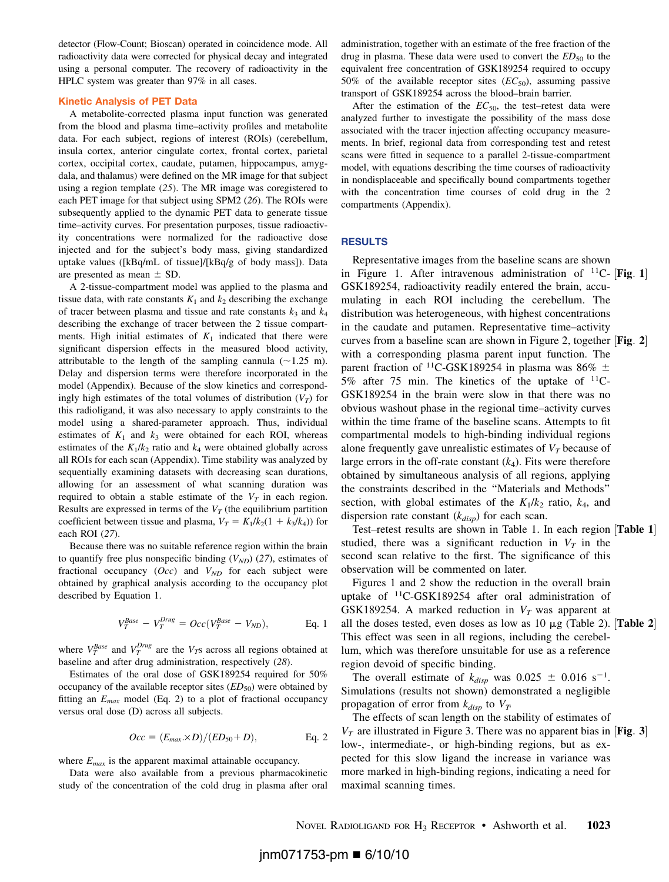detector (Flow-Count; Bioscan) operated in coincidence mode. All radioactivity data were corrected for physical decay and integrated using a personal computer. The recovery of radioactivity in the HPLC system was greater than 97% in all cases.

### Kinetic Analysis of PET Data

A metabolite-corrected plasma input function was generated from the blood and plasma time–activity profiles and metabolite data. For each subject, regions of interest (ROIs) (cerebellum, insula cortex, anterior cingulate cortex, frontal cortex, parietal cortex, occipital cortex, caudate, putamen, hippocampus, amygdala, and thalamus) were defined on the MR image for that subject using a region template (25). The MR image was coregistered to each PET image for that subject using SPM2 (26). The ROIs were subsequently applied to the dynamic PET data to generate tissue time–activity curves. For presentation purposes, tissue radioactivity concentrations were normalized for the radioactive dose injected and for the subject's body mass, giving standardized uptake values ([kBq/mL of tissue]/[kBq/g of body mass]). Data are presented as mean ± SD.

A 2-tissue-compartment model was applied to the plasma and tissue data, with rate constants $K_1$ and $k_2$ describing the exchange of tracer between plasma and tissue and rate constants $k_3$ and $k_4$ describing the exchange of tracer between the 2 tissue compartments. High initial estimates of $K_1$ indicated that there were significant dispersion effects in the measured blood activity, attributable to the length of the sampling cannula (~1.25 m). Delay and dispersion terms were therefore incorporated in the model (Appendix). Because of the slow kinetics and correspondingly high estimates of the total volumes of distribution ($V_T$) for this radioligand, it was also necessary to apply constraints to the model using a shared-parameter approach. Thus, individual estimates of $K_1$ and $k_3$ were obtained for each ROI, whereas estimates of the $K_1/k_2$ ratio and $k_4$ were obtained globally across all ROIs for each scan (Appendix). Time stability was analyzed by sequentially examining datasets with decreasing scan durations, allowing for an assessment of what scanning duration was required to obtain a stable estimate of the $V_T$ in each region. Results are expressed in terms of the $V_T$ (the equilibrium partition coefficient between tissue and plasma, $V_T = K_1/k_2(1 + k_3/k_4)$) for each ROI (27).

Because there was no suitable reference region within the brain to quantify free plus nonspecific binding ($V_{ND}$) (27), estimates of fractional occupancy ($Occ$) and $V_{ND}$ for each subject were obtained by graphical analysis according to the occupancy plot described by Equation 1.

$$V_T^{Base} - V_T^{Drug} = Occ(V_T^{Base} - V_{ND}), \qquad \text{Eq. 1}$$

where $V_T^{Base}$ and $V_T^{Drug}$ are the $V_T$s across all regions obtained at baseline and after drug administration, respectively (28).

Estimates of the oral dose of GSK189254 required for 50% occupancy of the available receptor sites ($ED_{50}$) were obtained by fitting an $E_{max}$ model (Eq. 2) to a plot of fractional occupancy versus oral dose (D) across all subjects.

$$Occ = (E_{max} \times D)/(ED_{50} + D), \qquad \text{Eq. 2}$$

where $E_{max}$ is the apparent maximal attainable occupancy.

Data were also available from a previous pharmacokinetic study of the concentration of the cold drug in plasma after oral administration, together with an estimate of the free fraction of the drug in plasma. These data were used to convert the $ED_{50}$ to the equivalent free concentration of GSK189254 required to occupy 50% of the available receptor sites ($EC_{50}$), assuming passive transport of GSK189254 across the blood–brain barrier.

After the estimation of the $EC_{50}$, the test–retest data were analyzed further to investigate the possibility of the mass dose associated with the tracer injection affecting occupancy measurements. In brief, regional data from corresponding test and retest scans were fitted in sequence to a parallel 2-tissue-compartment model, with equations describing the time courses of radioactivity in nondisplaceable and specifically bound compartments together with the concentration time courses of cold drug in the 2 compartments (Appendix).

## RESULTS

Representative images from the baseline scans are shown in Figure 1. After intravenous administration of [11]C-GSK189254, radioactivity readily entered the brain, accumulating in each ROI including the cerebellum. The distribution was heterogeneous, with highest concentrations in the caudate and putamen. Representative time–activity curves from a baseline scan are shown in Figure 2, together with a corresponding plasma parent input function. The parent fraction of [11]C-GSK189254 in plasma was 86% ± 5% after 75 min. The kinetics of the uptake of [11]C-GSK189254 in the brain were slow in that there was no obvious washout phase in the regional time–activity curves within the time frame of the baseline scans. Attempts to fit compartmental models to high-binding individual regions alone frequently gave unrealistic estimates of $V_T$ because of large errors in the off-rate constant ($k_4$). Fits were therefore obtained by simultaneous analysis of all regions, applying the constraints described in the "Materials and Methods" section, with global estimates of the $K_1/k_2$ ratio, $k_4$, and dispersion rate constant ($k_{disp}$) for each scan.

Test–retest results are shown in Table 1. In each region studied, there was a significant reduction in $V_T$ in the second scan relative to the first. The significance of this observation will be commented on later.

Figures 1 and 2 show the reduction in the overall brain uptake of [11]C-GSK189254 after oral administration of GSK189254. A marked reduction in $V_T$ was apparent at all the doses tested, even doses as low as 10 μg (Table 2). This effect was seen in all regions, including the cerebellum, which was therefore unsuitable for use as a reference region devoid of specific binding.

The overall estimate of $k_{disp}$ was 0.025 ± 0.016 $s^{-1}$. Simulations (results not shown) demonstrated a negligible propagation of error from $k_{disp}$ to $V_T$.

The effects of scan length on the stability of estimates of $V_T$ are illustrated in Figure 3. There was no apparent bias in low-, intermediate-, or high-binding regions, but as expected for this slow ligand the increase in variance was more marked in high-binding regions, indicating a need for maximal scanning times.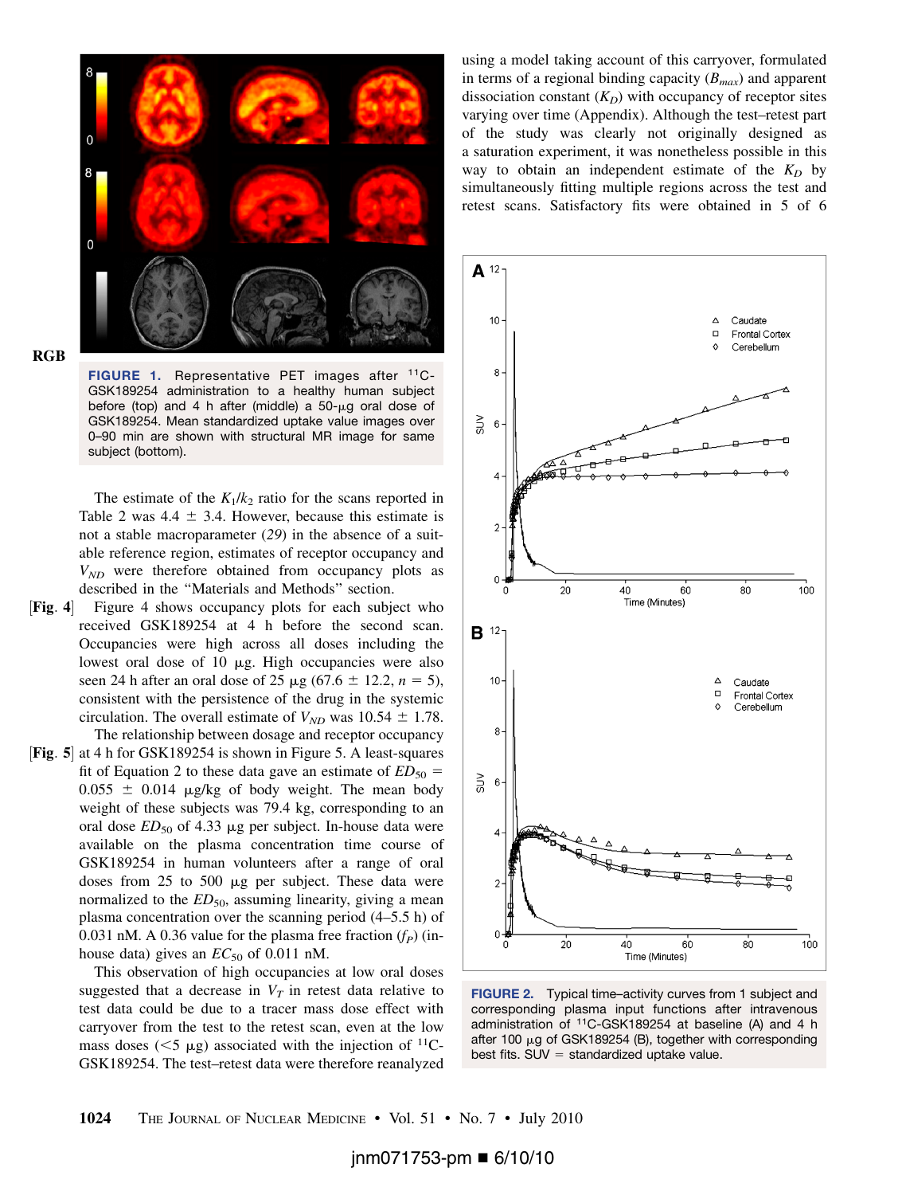RGB

8
0
8
0

**FIGURE 1.** Representative PET images after $^{11}$C-GSK189254 administration to a healthy human subject before (top) and 4 h after (middle) a 50-μg oral dose of GSK189254. Mean standardized uptake value images over 0–90 min are shown with structural MR image for same subject (bottom).

The estimate of the $K_1/k_2$ ratio for the scans reported in Table 2 was 4.4 ± 3.4. However, because this estimate is not a stable macroparameter (*29*) in the absence of a suitable reference region, estimates of receptor occupancy and $V_{ND}$ were therefore obtained from occupancy plots as described in the "Materials and Methods" section.

[Fig. 4] Figure 4 shows occupancy plots for each subject who received GSK189254 at 4 h before the second scan. Occupancies were high across all doses including the lowest oral dose of 10 μg. High occupancies were also seen 24 h after an oral dose of 25 μg (67.6 ± 12.2, $n$ = 5), consistent with the persistence of the drug in the systemic circulation. The overall estimate of $V_{ND}$ was 10.54 ± 1.78.

[Fig. 5] The relationship between dosage and receptor occupancy at 4 h for GSK189254 is shown in Figure 5. A least-squares fit of Equation 2 to these data gave an estimate of $ED_{50}$ = 0.055 ± 0.014 μg/kg of body weight. The mean body weight of these subjects was 79.4 kg, corresponding to an oral dose $ED_{50}$ of 4.33 μg per subject. In-house data were available on the plasma concentration time course of GSK189254 in human volunteers after a range of oral doses from 25 to 500 μg per subject. These data were normalized to the $ED_{50}$, assuming linearity, giving a mean plasma concentration over the scanning period (4–5.5 h) of 0.031 nM. A 0.36 value for the plasma free fraction ($f_P$) (in-house data) gives an $EC_{50}$ of 0.011 nM.

This observation of high occupancies at low oral doses suggested that a decrease in $V_T$ in retest data relative to test data could be due to a tracer mass dose effect with carryover from the test to the retest scan, even at the low mass doses (<5 μg) associated with the injection of $^{11}$C-GSK189254. The test–retest data were therefore reanalyzed using a model taking account of this carryover, formulated in terms of a regional binding capacity ($B_{max}$) and apparent dissociation constant ($K_D$) with occupancy of receptor sites varying over time (Appendix). Although the test–retest part of the study was clearly not originally designed as a saturation experiment, it was nonetheless possible in this way to obtain an independent estimate of the $K_D$ by simultaneously fitting multiple regions across the test and retest scans. Satisfactory fits were obtained in 5 of 6

A
SUV
Caudate
Frontal Cortex
Cerebellum
Time (Minutes)
0 2 4 6 8 10 12
0 20 40 60 80 100

B
SUV
Caudate
Frontal Cortex
Cerebellum
Time (Minutes)
0 2 4 6 8 10 12
0 20 40 60 80 100

**FIGURE 2.** Typical time–activity curves from 1 subject and corresponding plasma input functions after intravenous administration of $^{11}$C-GSK189254 at baseline (A) and 4 h after 100 μg of GSK189254 (B), together with corresponding best fits. SUV = standardized uptake value.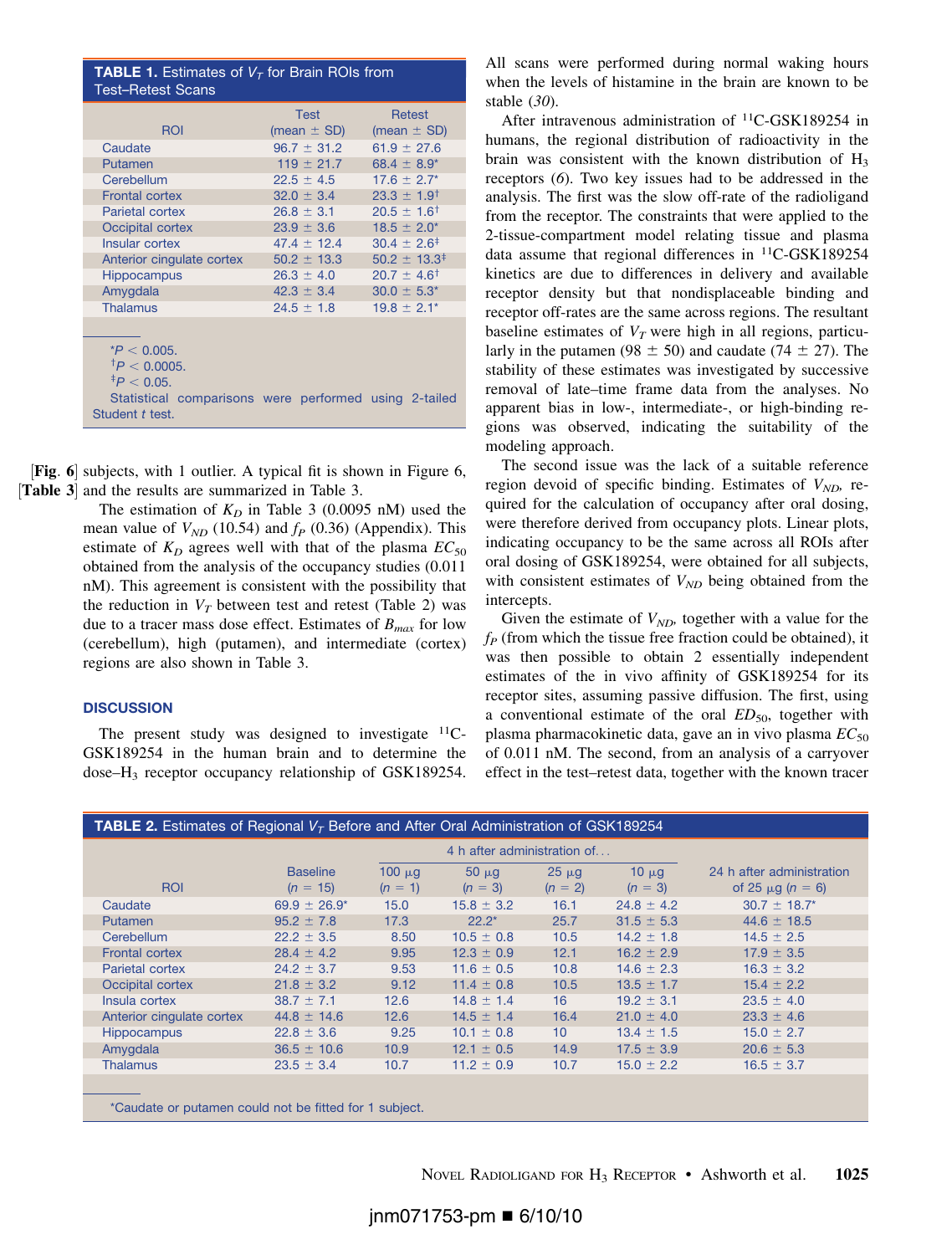**TABLE 1.** Estimates of $V_T$ for Brain ROIs from Test–Retest Scans

| ROI | Test (mean ± SD) | Retest (mean ± SD) |
|---|---|---|
| Caudate | 96.7 ± 31.2 | 61.9 ± 27.6 |
| Putamen | 119 ± 21.7 | 68.4 ± 8.9* |
| Cerebellum | 22.5 ± 4.5 | 17.6 ± 2.7* |
| Frontal cortex | 32.0 ± 3.4 | 23.3 ± 1.9† |
| Parietal cortex | 26.8 ± 3.1 | 20.5 ± 1.6† |
| Occipital cortex | 23.9 ± 3.6 | 18.5 ± 2.0* |
| Insular cortex | 47.4 ± 12.4 | 30.4 ± 2.6‡ |
| Anterior cingulate cortex | 50.2 ± 13.3 | 50.2 ± 13.3‡ |
| Hippocampus | 26.3 ± 4.0 | 20.7 ± 4.6† |
| Amygdala | 42.3 ± 3.4 | 30.0 ± 5.3* |
| Thalamus | 24.5 ± 1.8 | 19.8 ± 2.1* |

*$P < 0.005$.
†$P < 0.0005$.
‡$P < 0.05$.
Statistical comparisons were performed using 2-tailed Student t test.

subjects, with 1 outlier. A typical fit is shown in Figure 6, and the results are summarized in Table 3.

The estimation of $K_D$ in Table 3 (0.0095 nM) used the mean value of $V_{ND}$ (10.54) and $f_P$ (0.36) (Appendix). This estimate of $K_D$ agrees well with that of the plasma $EC_{50}$ obtained from the analysis of the occupancy studies (0.011 nM). This agreement is consistent with the possibility that the reduction in $V_T$ between test and retest (Table 2) was due to a tracer mass dose effect. Estimates of $B_{max}$ for low (cerebellum), high (putamen), and intermediate (cortex) regions are also shown in Table 3.

## DISCUSSION

The present study was designed to investigate [11]C-GSK189254 in the human brain and to determine the dose–$H_3$ receptor occupancy relationship of GSK189254. All scans were performed during normal waking hours when the levels of histamine in the brain are known to be stable (*30*).

After intravenous administration of [11]C-GSK189254 in humans, the regional distribution of radioactivity in the brain was consistent with the known distribution of $H_3$ receptors (*6*). Two key issues had to be addressed in the analysis. The first was the slow off-rate of the radioligand from the receptor. The constraints that were applied to the 2-tissue-compartment model relating tissue and plasma data assume that regional differences in [11]C-GSK189254 kinetics are due to differences in delivery and available receptor density but that nondisplaceable binding and receptor off-rates are the same across regions. The resultant baseline estimates of $V_T$ were high in all regions, particularly in the putamen (98 ± 50) and caudate (74 ± 27). The stability of these estimates was investigated by successive removal of late–time frame data from the analyses. No apparent bias in low-, intermediate-, or high-binding regions was observed, indicating the suitability of the modeling approach.

The second issue was the lack of a suitable reference region devoid of specific binding. Estimates of $V_{ND}$, required for the calculation of occupancy after oral dosing, were therefore derived from occupancy plots. Linear plots, indicating occupancy to be the same across all ROIs after oral dosing of GSK189254, were obtained for all subjects, with consistent estimates of $V_{ND}$ being obtained from the intercepts.

Given the estimate of $V_{ND}$, together with a value for the $f_P$ (from which the tissue free fraction could be obtained), it was then possible to obtain 2 essentially independent estimates of the in vivo affinity of GSK189254 for its receptor sites, assuming passive diffusion. The first, using a conventional estimate of the oral $ED_{50}$, together with plasma pharmacokinetic data, gave an in vivo plasma $EC_{50}$ of 0.011 nM. The second, from an analysis of a carryover effect in the test–retest data, together with the known tracer

**TABLE 2.** Estimates of Regional $V_T$ Before and After Oral Administration of GSK189254

| ROI | Baseline ($n$ = 15) | 4 h after administration of... 100 µg ($n$ = 1) | 50 µg ($n$ = 3) | 25 µg ($n$ = 2) | 10 µg ($n$ = 3) | 24 h after administration of 25 µg ($n$ = 6) |
|---|---|---|---|---|---|---|
| Caudate | 69.9 ± 26.9* | 15.0 | 15.8 ± 3.2 | 16.1 | 24.8 ± 4.2 | 30.7 ± 18.7* |
| Putamen | 95.2 ± 7.8 | 17.3 | 22.2* | 25.7 | 31.5 ± 5.3 | 44.6 ± 18.5 |
| Cerebellum | 22.2 ± 3.5 | 8.50 | 10.5 ± 0.8 | 10.5 | 14.2 ± 1.8 | 14.5 ± 2.5 |
| Frontal cortex | 28.4 ± 4.2 | 9.95 | 12.3 ± 0.9 | 12.1 | 16.2 ± 2.9 | 17.9 ± 3.5 |
| Parietal cortex | 24.2 ± 3.7 | 9.53 | 11.6 ± 0.5 | 10.8 | 14.6 ± 2.3 | 16.3 ± 3.2 |
| Occipital cortex | 21.8 ± 3.2 | 9.12 | 11.4 ± 0.8 | 10.5 | 13.5 ± 1.7 | 15.4 ± 2.2 |
| Insula cortex | 38.7 ± 7.1 | 12.6 | 14.8 ± 1.4 | 16 | 19.2 ± 3.1 | 23.5 ± 4.0 |
| Anterior cingulate cortex | 44.8 ± 14.6 | 12.6 | 14.5 ± 1.4 | 16.4 | 21.0 ± 4.0 | 23.3 ± 4.6 |
| Hippocampus | 22.8 ± 3.6 | 9.25 | 10.1 ± 0.8 | 10 | 13.4 ± 1.5 | 15.0 ± 2.7 |
| Amygdala | 36.5 ± 10.6 | 10.9 | 12.1 ± 0.5 | 14.9 | 17.5 ± 3.9 | 20.6 ± 5.3 |
| Thalamus | 23.5 ± 3.4 | 10.7 | 11.2 ± 0.9 | 10.7 | 15.0 ± 2.2 | 16.5 ± 3.7 |

*Caudate or putamen could not be fitted for 1 subject.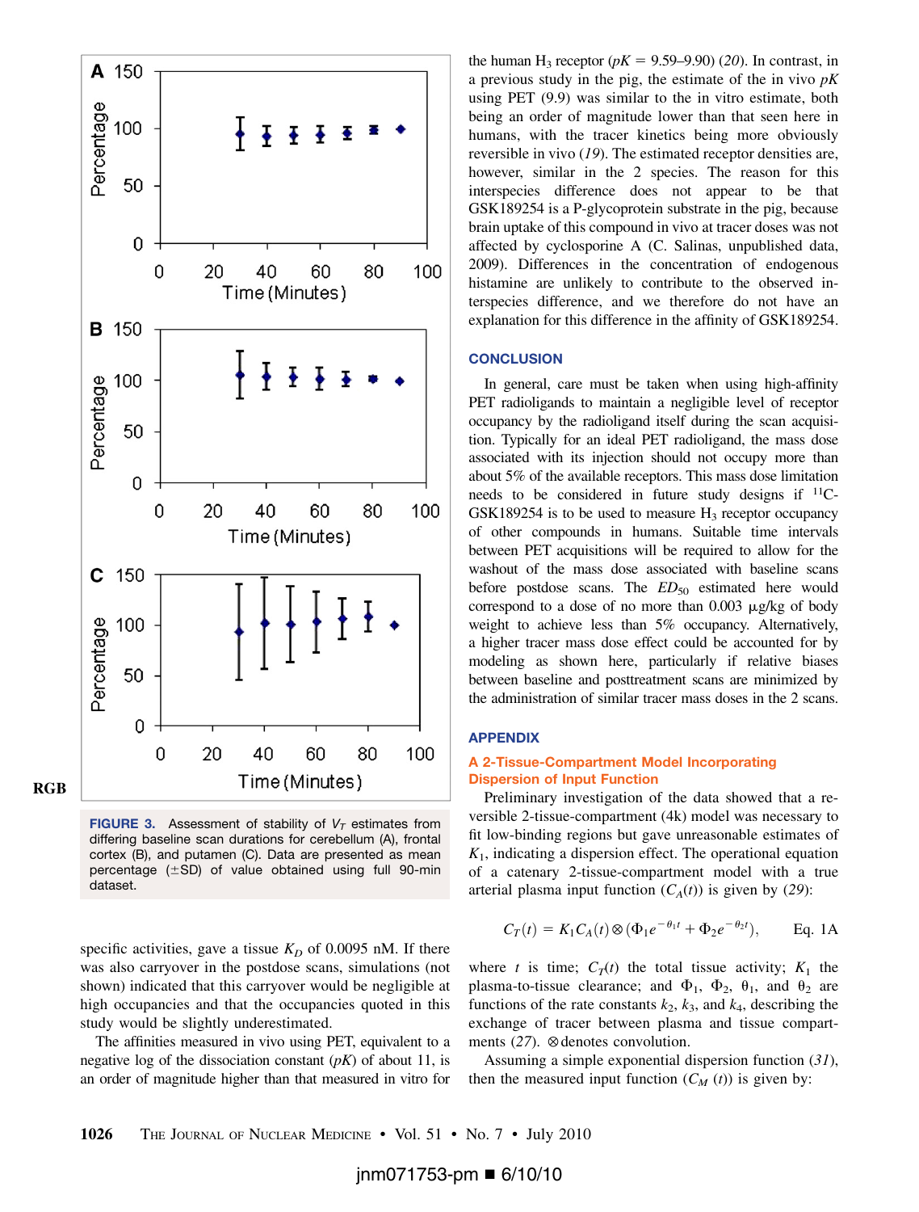A
150
100
50
0
Percentage
0 20 40 60 80 100
Time (Minutes)

B
150
100
50
0
Percentage
0 20 40 60 80 100
Time (Minutes)

C
150
100
50
0
Percentage
0 20 40 60 80 100
Time (Minutes)

RGB

**FIGURE 3.** Assessment of stability of $V_T$ estimates from differing baseline scan durations for cerebellum (A), frontal cortex (B), and putamen (C). Data are presented as mean percentage (±SD) of value obtained using full 90-min dataset.

specific activities, gave a tissue $K_D$ of 0.0095 nM. If there was also carryover in the postdose scans, simulations (not shown) indicated that this carryover would be negligible at high occupancies and that the occupancies quoted in this study would be slightly underestimated.

The affinities measured in vivo using PET, equivalent to a negative log of the dissociation constant ($pK$) of about 11, is an order of magnitude higher than that measured in vitro for the human $H_3$ receptor ($pK$ = 9.59–9.90) (*20*). In contrast, in a previous study in the pig, the estimate of the in vivo $pK$ using PET (9.9) was similar to the in vitro estimate, both being an order of magnitude lower than that seen here in humans, with the tracer kinetics being more obviously reversible in vivo (*19*). The estimated receptor densities are, however, similar in the 2 species. The reason for this interspecies difference does not appear to be that GSK189254 is a P-glycoprotein substrate in the pig, because brain uptake of this compound in vivo at tracer doses was not affected by cyclosporine A (C. Salinas, unpublished data, 2009). Differences in the concentration of endogenous histamine are unlikely to contribute to the observed interspecies difference, and we therefore do not have an explanation for this difference in the affinity of GSK189254.

## CONCLUSION

In general, care must be taken when using high-affinity PET radioligands to maintain a negligible level of receptor occupancy by the radioligand itself during the scan acquisition. Typically for an ideal PET radioligand, the mass dose associated with its injection should not occupy more than about 5% of the available receptors. This mass dose limitation needs to be considered in future study designs if $^{11}$C-GSK189254 is to be used to measure $H_3$ receptor occupancy of other compounds in humans. Suitable time intervals between PET acquisitions will be required to allow for the washout of the mass dose associated with baseline scans before postdose scans. The $ED_{50}$ estimated here would correspond to a dose of no more than 0.003 μg/kg of body weight to achieve less than 5% occupancy. Alternatively, a higher tracer mass dose effect could be accounted for by modeling as shown here, particularly if relative biases between baseline and posttreatment scans are minimized by the administration of similar tracer mass doses in the 2 scans.

## APPENDIX

### A 2-Tissue-Compartment Model Incorporating Dispersion of Input Function

Preliminary investigation of the data showed that a reversible 2-tissue-compartment (4k) model was necessary to fit low-binding regions but gave unreasonable estimates of $K_1$, indicating a dispersion effect. The operational equation of a catenary 2-tissue-compartment model with a true arterial plasma input function ($C_A(t)$) is given by (*29*):

$$C_T(t) = K_1 C_A(t) \otimes (\Phi_1 e^{-\theta_1 t} + \Phi_2 e^{-\theta_2 t}), \qquad \text{Eq. 1A}$$

where $t$ is time; $C_T(t)$ the total tissue activity; $K_1$ the plasma-to-tissue clearance; and $\Phi_1$, $\Phi_2$, $\theta_1$, and $\theta_2$ are functions of the rate constants $k_2$, $k_3$, and $k_4$, describing the exchange of tracer between plasma and tissue compartments (*27*). ⊗ denotes convolution.

Assuming a simple exponential dispersion function (*31*), then the measured input function ($C_M(t)$) is given by: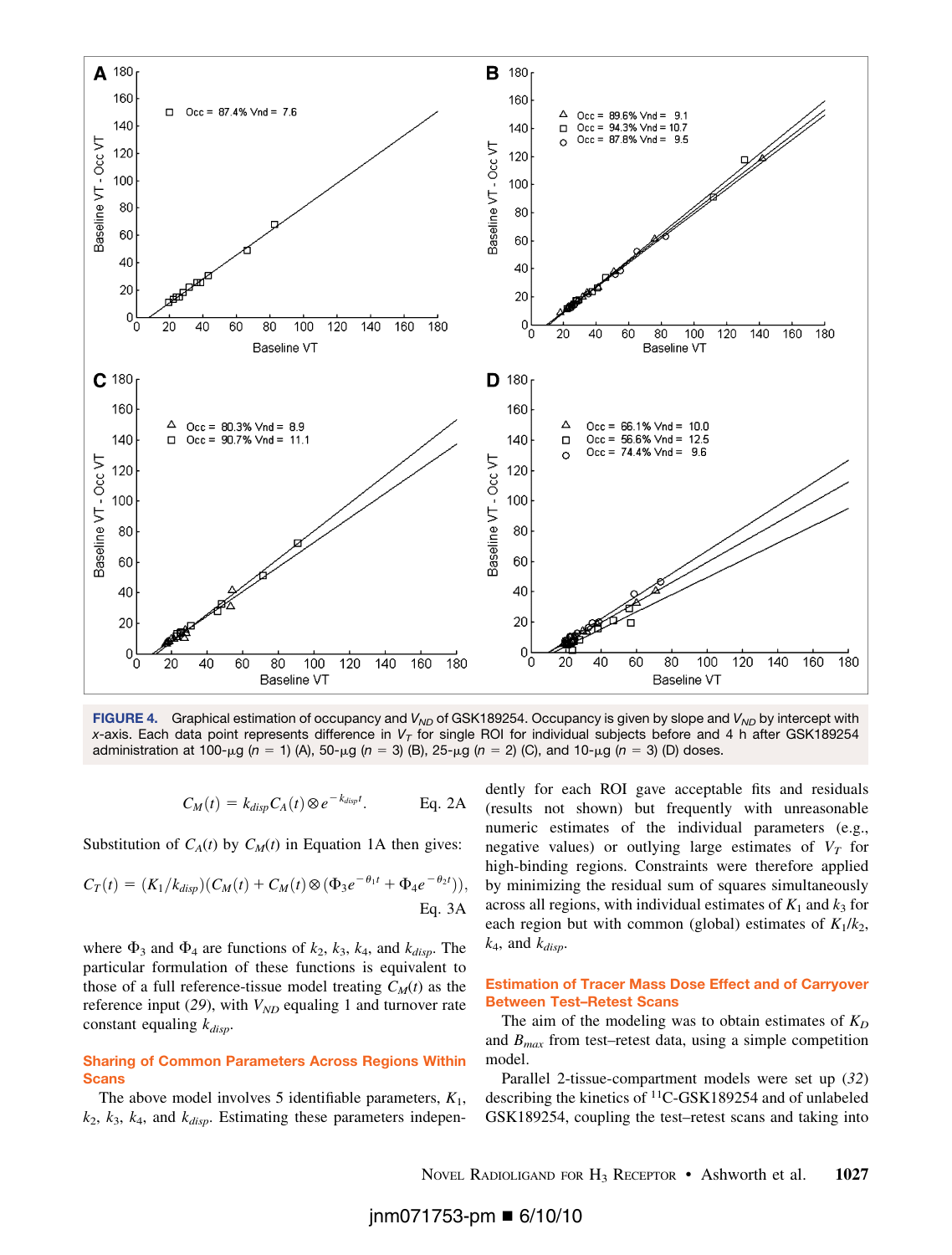A 180 160 140 120 100 80 60 40 20 0
Occ = 87.4% Vnd = 7.6
Baseline VT - Occ VT
0 20 40 60 80 100 120 140 160 180
Baseline VT

B 180 160 140 120 100 80 60 40 20 0
Occ = 89.6% Vnd = 9.1
Occ = 94.3% Vnd = 10.7
Occ = 87.8% Vnd = 9.5
Baseline VT - Occ VT
0 20 40 60 80 100 120 140 160 180
Baseline VT

C 180 160 140 120 100 80 60 40 20 0
Occ = 80.3% Vnd = 8.9
Occ = 90.7% Vnd = 11.1
Baseline VT - Occ VT
0 20 40 60 80 100 120 140 160 180
Baseline VT

D 180 160 140 120 100 80 60 40 20 0
Occ = 66.1% Vnd = 10.0
Occ = 56.6% Vnd = 12.5
Occ = 74.4% Vnd = 9.6
Baseline VT - Occ VT
0 20 40 60 80 100 120 140 160 180
Baseline VT

**FIGURE 4.** Graphical estimation of occupancy and $V_{ND}$ of GSK189254. Occupancy is given by slope and $V_{ND}$ by intercept with *x*-axis. Each data point represents difference in $V_T$ for single ROI for individual subjects before and 4 h after GSK189254 administration at 100-µg ($n = 1$) (A), 50-µg ($n = 3$) (B), 25-µg ($n = 2$) (C), and 10-µg ($n = 3$) (D) doses.

$$C_M(t) = k_{disp}C_A(t) \otimes e^{-k_{disp}t}. \qquad \text{Eq. 2A}$$

Substitution of $C_A(t)$ by $C_M(t)$ in Equation 1A then gives:

$$C_T(t) = (K_1/k_{disp})(C_M(t) + C_M(t) \otimes (\Phi_3 e^{-\theta_1 t} + \Phi_4 e^{-\theta_2 t})), \qquad \text{Eq. 3A}$$

where $\Phi_3$ and $\Phi_4$ are functions of $k_2$, $k_3$, $k_4$, and $k_{disp}$. The particular formulation of these functions is equivalent to those of a full reference-tissue model treating $C_M(t)$ as the reference input (*29*), with $V_{ND}$ equaling 1 and turnover rate constant equaling $k_{disp}$.

## Sharing of Common Parameters Across Regions Within Scans

The above model involves 5 identifiable parameters, $K_1$, $k_2$, $k_3$, $k_4$, and $k_{disp}$. Estimating these parameters independently for each ROI gave acceptable fits and residuals (results not shown) but frequently with unreasonable numeric estimates of the individual parameters (e.g., negative values) or outlying large estimates of $V_T$ for high-binding regions. Constraints were therefore applied by minimizing the residual sum of squares simultaneously across all regions, with individual estimates of $K_1$ and $k_3$ for each region but with common (global) estimates of $K_1/k_2$, $k_4$, and $k_{disp}$.

## Estimation of Tracer Mass Dose Effect and of Carryover Between Test–Retest Scans

The aim of the modeling was to obtain estimates of $K_D$ and $B_{max}$ from test–retest data, using a simple competition model.

Parallel 2-tissue-compartment models were set up (*32*) describing the kinetics of $^{11}$C-GSK189254 and of unlabeled GSK189254, coupling the test–retest scans and taking into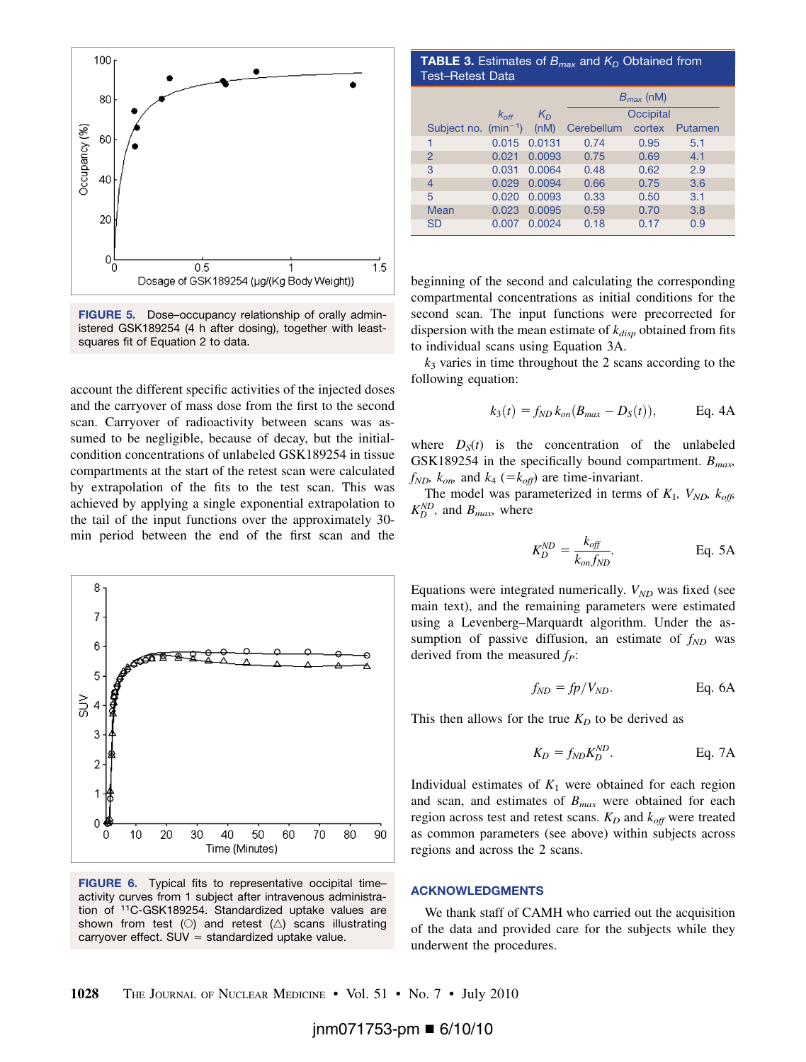100
80
60
40
20
0
Occupancy (%)
0
0.5
1
1.5
Dosage of GSK189254 (μg/(Kg Body Weight))

**FIGURE 5.** Dose–occupancy relationship of orally administered GSK189254 (4 h after dosing), together with least-squares fit of Equation 2 to data.

account the different specific activities of the injected doses and the carryover of mass dose from the first to the second scan. Carryover of radioactivity between scans was assumed to be negligible, because of decay, but the initial-condition concentrations of unlabeled GSK189254 in tissue compartments at the start of the retest scan were calculated by extrapolation of the fits to the test scan. This was achieved by applying a single exponential extrapolation to the tail of the input functions over the approximately 30-min period between the end of the first scan and the beginning of the second and calculating the corresponding compartmental concentrations as initial conditions for the second scan. The input functions were precorrected for dispersion with the mean estimate of $k_{disp}$ obtained from fits to individual scans using Equation 3A.

8
7
6
5
4
3
2
1
0
SUV
0
10
20
30
40
50
60
70
80
90
Time (Minutes)

**FIGURE 6.** Typical fits to representative occipital time–activity curves from 1 subject after intravenous administration of [11]C-GSK189254. Standardized uptake values are shown from test (○) and retest (△) scans illustrating carryover effect. SUV = standardized uptake value.

**TABLE 3.** Estimates of $B_{max}$ and $K_D$ Obtained from Test–Retest Data

| Subject no. | $k_{off}$ ($min^{-1}$) | $K_D$ (nM) | $B_{max}$ (nM) Cerebellum | Occipital cortex | Putamen |
|---|---|---|---|---|---|
| 1 | 0.015 | 0.0131 | 0.74 | 0.95 | 5.1 |
| 2 | 0.021 | 0.0093 | 0.75 | 0.69 | 4.1 |
| 3 | 0.031 | 0.0064 | 0.48 | 0.62 | 2.9 |
| 4 | 0.029 | 0.0094 | 0.66 | 0.75 | 3.6 |
| 5 | 0.020 | 0.0093 | 0.33 | 0.50 | 3.1 |
| Mean | 0.023 | 0.0095 | 0.59 | 0.70 | 3.8 |
| SD | 0.007 | 0.0024 | 0.18 | 0.17 | 0.9 |

$k_3$ varies in time throughout the 2 scans according to the following equation:

$$k_3(t) = f_{ND}\, k_{on}(B_{max} - D_S(t)), \qquad \text{Eq. 4A}$$

where $D_S(t)$ is the concentration of the unlabeled GSK189254 in the specifically bound compartment. $B_{max}$, $f_{ND}$, $k_{on}$, and $k_4$ (=$k_{off}$) are time-invariant.

The model was parameterized in terms of $K_1$, $V_{ND}$, $k_{off}$, $K_D^{ND}$, and $B_{max}$, where

$$K_D^{ND} = \frac{k_{off}}{k_{on} f_{ND}}. \qquad \text{Eq. 5A}$$

Equations were integrated numerically. $V_{ND}$ was fixed (see main text), and the remaining parameters were estimated using a Levenberg–Marquardt algorithm. Under the assumption of passive diffusion, an estimate of $f_{ND}$ was derived from the measured $f_P$:

$$f_{ND} = fp/V_{ND}. \qquad \text{Eq. 6A}$$

This then allows for the true $K_D$ to be derived as

$$K_D = f_{ND} K_D^{ND}. \qquad \text{Eq. 7A}$$

Individual estimates of $K_1$ were obtained for each region and scan, and estimates of $B_{max}$ were obtained for each region across test and retest scans. $K_D$ and $k_{off}$ were treated as common parameters (see above) within subjects across regions and across the 2 scans.

## ACKNOWLEDGMENTS

We thank staff of CAMH who carried out the acquisition of the data and provided care for the subjects while they underwent the procedures.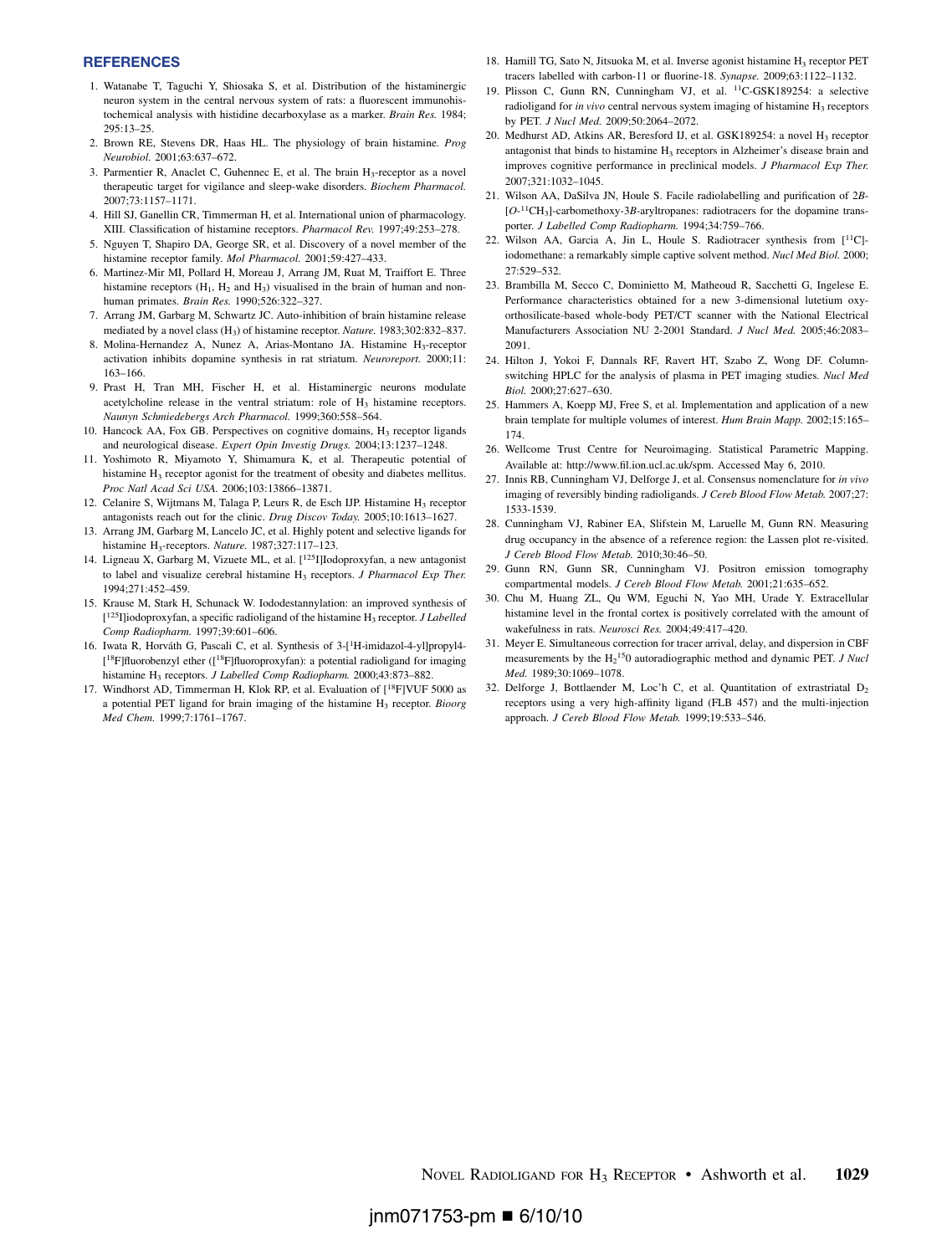## REFERENCES

1. Watanabe T, Taguchi Y, Shiosaka S, et al. Distribution of the histaminergic neuron system in the central nervous system of rats: a fluorescent immunohistochemical analysis with histidine decarboxylase as a marker. *Brain Res.* 1984; 295:13–25.
2. Brown RE, Stevens DR, Haas HL. The physiology of brain histamine. *Prog Neurobiol.* 2001;63:637–672.
3. Parmentier R, Anaclet C, Guhennec E, et al. The brain $H_3$-receptor as a novel therapeutic target for vigilance and sleep-wake disorders. *Biochem Pharmacol.* 2007;73:1157–1171.
4. Hill SJ, Ganellin CR, Timmerman H, et al. International union of pharmacology. XIII. Classification of histamine receptors. *Pharmacol Rev.* 1997;49:253–278.
5. Nguyen T, Shapiro DA, George SR, et al. Discovery of a novel member of the histamine receptor family. *Mol Pharmacol.* 2001;59:427–433.
6. Martinez-Mir MI, Pollard H, Moreau J, Arrang JM, Ruat M, Traiffort E. Three histamine receptors ($H_1$, $H_2$ and $H_3$) visualised in the brain of human and non-human primates. *Brain Res.* 1990;526:322–327.
7. Arrang JM, Garbarg M, Schwartz JC. Auto-inhibition of brain histamine release mediated by a novel class ($H_3$) of histamine receptor. *Nature.* 1983;302:832–837.
8. Molina-Hernandez A, Nunez A, Arias-Montano JA. Histamine $H_3$-receptor activation inhibits dopamine synthesis in rat striatum. *Neuroreport.* 2000;11: 163–166.
9. Prast H, Tran MH, Fischer H, et al. Histaminergic neurons modulate acetylcholine release in the ventral striatum: role of $H_3$ histamine receptors. *Naunyn Schmiedebergs Arch Pharmacol.* 1999;360:558–564.
10. Hancock AA, Fox GB. Perspectives on cognitive domains, $H_3$ receptor ligands and neurological disease. *Expert Opin Investig Drugs.* 2004;13:1237–1248.
11. Yoshimoto R, Miyamoto Y, Shimamura K, et al. Therapeutic potential of histamine $H_3$ receptor agonist for the treatment of obesity and diabetes mellitus. *Proc Natl Acad Sci USA.* 2006;103:13866–13871.
12. Celanire S, Wijtmans M, Talaga P, Leurs R, de Esch IJP. Histamine $H_3$ receptor antagonists reach out for the clinic. *Drug Discov Today.* 2005;10:1613–1627.
13. Arrang JM, Garbarg M, Lancelo JC, et al. Highly potent and selective ligands for histamine $H_3$-receptors. *Nature.* 1987;327:117–123.
14. Ligneau X, Garbarg M, Vizuete ML, et al. [$^{125}$I]Iodoproxyfan, a new antagonist to label and visualize cerebral histamine $H_3$ receptors. *J Pharmacol Exp Ther.* 1994;271:452–459.
15. Krause M, Stark H, Schunack W. Iododestannylation: an improved synthesis of [$^{125}$I]iodoproxyfan, a specific radioligand of the histamine $H_3$ receptor. *J Labelled Comp Radiopharm.* 1997;39:601–606.
16. Iwata R, Horváth G, Pascali C, et al. Synthesis of 3-[$^1$H-imidazol-4-yl]propyl4-[$^{18}$F]fluorobenzyl ether ([$^{18}$F]fluoroproxyfan): a potential radioligand for imaging histamine $H_3$ receptors. *J Labelled Comp Radiopharm.* 2000;43:873–882.
17. Windhorst AD, Timmerman H, Klok RP, et al. Evaluation of [$^{18}$F]VUF 5000 as a potential PET ligand for brain imaging of the histamine $H_3$ receptor. *Bioorg Med Chem.* 1999;7:1761–1767.
18. Hamill TG, Sato N, Jitsuoka M, et al. Inverse agonist histamine $H_3$ receptor PET tracers labelled with carbon-11 or fluorine-18. *Synapse.* 2009;63:1122–1132.
19. Plisson C, Gunn RN, Cunningham VJ, et al. $^{11}$C-GSK189254: a selective radioligand for *in vivo* central nervous system imaging of histamine $H_3$ receptors by PET. *J Nucl Med.* 2009;50:2064–2072.
20. Medhurst AD, Atkins AR, Beresford IJ, et al. GSK189254: a novel $H_3$ receptor antagonist that binds to histamine $H_3$ receptors in Alzheimer's disease brain and improves cognitive performance in preclinical models. *J Pharmacol Exp Ther.* 2007;321:1032–1045.
21. Wilson AA, DaSilva JN, Houle S. Facile radiolabelling and purification of 2*B*-[*O*-$^{11}CH_3$]-carbomethoxy-3*B*-aryltropanes: radiotracers for the dopamine transporter. *J Labelled Comp Radiopharm.* 1994;34:759–766.
22. Wilson AA, Garcia A, Jin L, Houle S. Radiotracer synthesis from [$^{11}$C]-iodomethane: a remarkably simple captive solvent method. *Nucl Med Biol.* 2000; 27:529–532.
23. Brambilla M, Secco C, Dominietto M, Matheoud R, Sacchetti G, Ingelese E. Performance characteristics obtained for a new 3-dimensional lutetium oxy-orthosilicate-based whole-body PET/CT scanner with the National Electrical Manufacturers Association NU 2-2001 Standard. *J Nucl Med.* 2005;46:2083–2091.
24. Hilton J, Yokoi F, Dannals RF, Ravert HT, Szabo Z, Wong DF. Column-switching HPLC for the analysis of plasma in PET imaging studies. *Nucl Med Biol.* 2000;27:627–630.
25. Hammers A, Koepp MJ, Free S, et al. Implementation and application of a new brain template for multiple volumes of interest. *Hum Brain Mapp.* 2002;15:165–174.
26. Wellcome Trust Centre for Neuroimaging. Statistical Parametric Mapping. Available at: http://www.fil.ion.ucl.ac.uk/spm. Accessed May 6, 2010.
27. Innis RB, Cunningham VJ, Delforge J, et al. Consensus nomenclature for *in vivo* imaging of reversibly binding radioligands. *J Cereb Blood Flow Metab.* 2007;27: 1533-1539.
28. Cunningham VJ, Rabiner EA, Slifstein M, Laruelle M, Gunn RN. Measuring drug occupancy in the absence of a reference region: the Lassen plot re-visited. *J Cereb Blood Flow Metab.* 2010;30:46–50.
29. Gunn RN, Gunn SR, Cunningham VJ. Positron emission tomography compartmental models. *J Cereb Blood Flow Metab.* 2001;21:635–652.
30. Chu M, Huang ZL, Qu WM, Eguchi N, Yao MH, Urade Y. Extracellular histamine level in the frontal cortex is positively correlated with the amount of wakefulness in rats. *Neurosci Res.* 2004;49:417–420.
31. Meyer E. Simultaneous correction for tracer arrival, delay, and dispersion in CBF measurements by the $H_2{}^{15}O$ autoradiographic method and dynamic PET. *J Nucl Med.* 1989;30:1069–1078.
32. Delforge J, Bottlaender M, Loc'h C, et al. Quantitation of extrastriatal $D_2$ receptors using a very high-affinity ligand (FLB 457) and the multi-injection approach. *J Cereb Blood Flow Metab.* 1999;19:533–546.